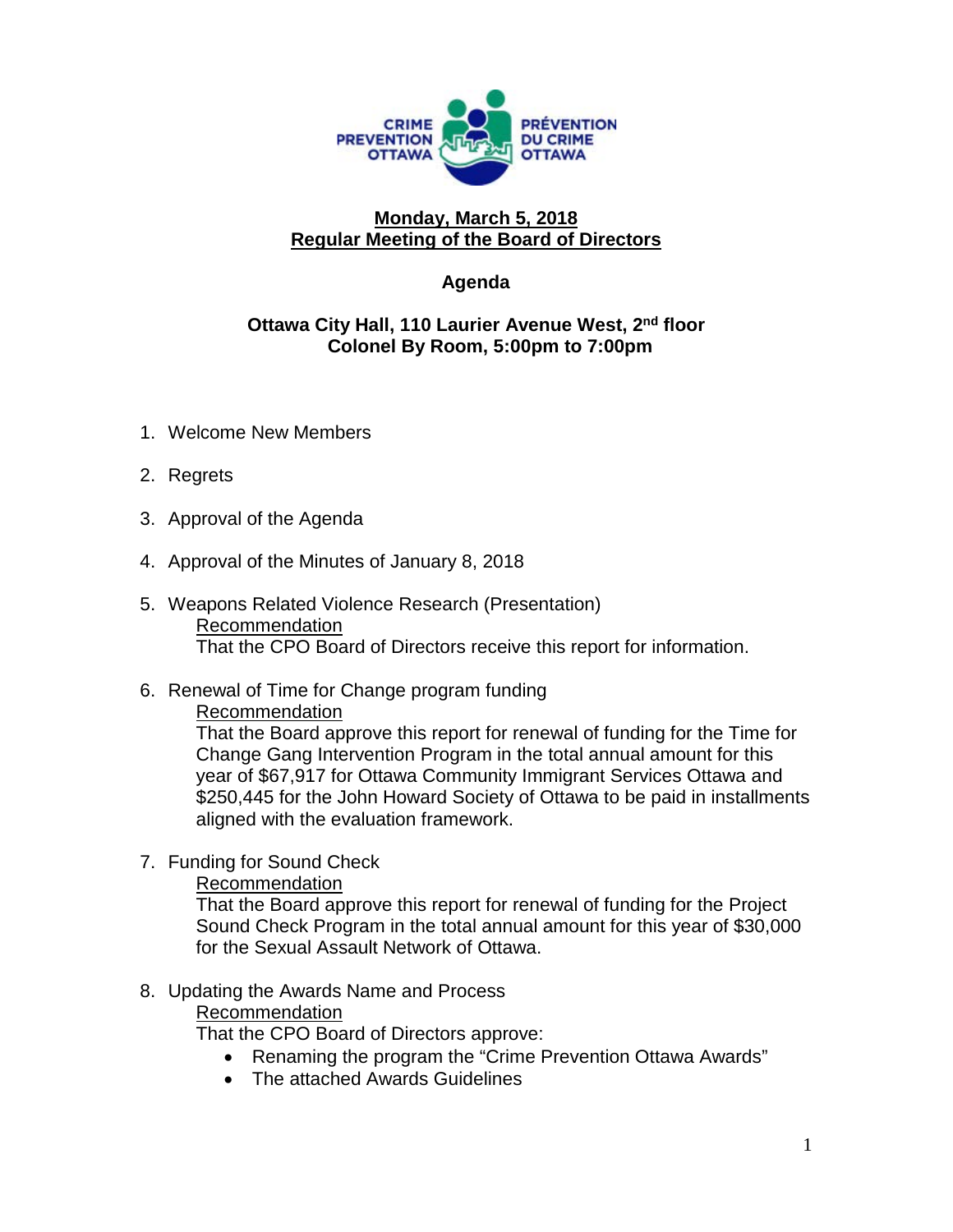CRIME PREVENTION OTTAWA | PRÉVENTION DU CRIME OTTAWA

## Monday, March 5, 2018
## Regular Meeting of the Board of Directors

### Agenda

**Ottawa City Hall, 110 Laurier Avenue West, 2nd floor**
**Colonel By Room, 5:00pm to 7:00pm**

1. Welcome New Members

2. Regrets

3. Approval of the Agenda

4. Approval of the Minutes of January 8, 2018

5. Weapons Related Violence Research (Presentation)
   Recommendation
   That the CPO Board of Directors receive this report for information.

6. Renewal of Time for Change program funding
   Recommendation
   That the Board approve this report for renewal of funding for the Time for Change Gang Intervention Program in the total annual amount for this year of $67,917 for Ottawa Community Immigrant Services Ottawa and $250,445 for the John Howard Society of Ottawa to be paid in installments aligned with the evaluation framework.

7. Funding for Sound Check
   Recommendation
   That the Board approve this report for renewal of funding for the Project Sound Check Program in the total annual amount for this year of $30,000 for the Sexual Assault Network of Ottawa.

8. Updating the Awards Name and Process
   Recommendation
   That the CPO Board of Directors approve:
   - Renaming the program the "Crime Prevention Ottawa Awards"
   - The attached Awards Guidelines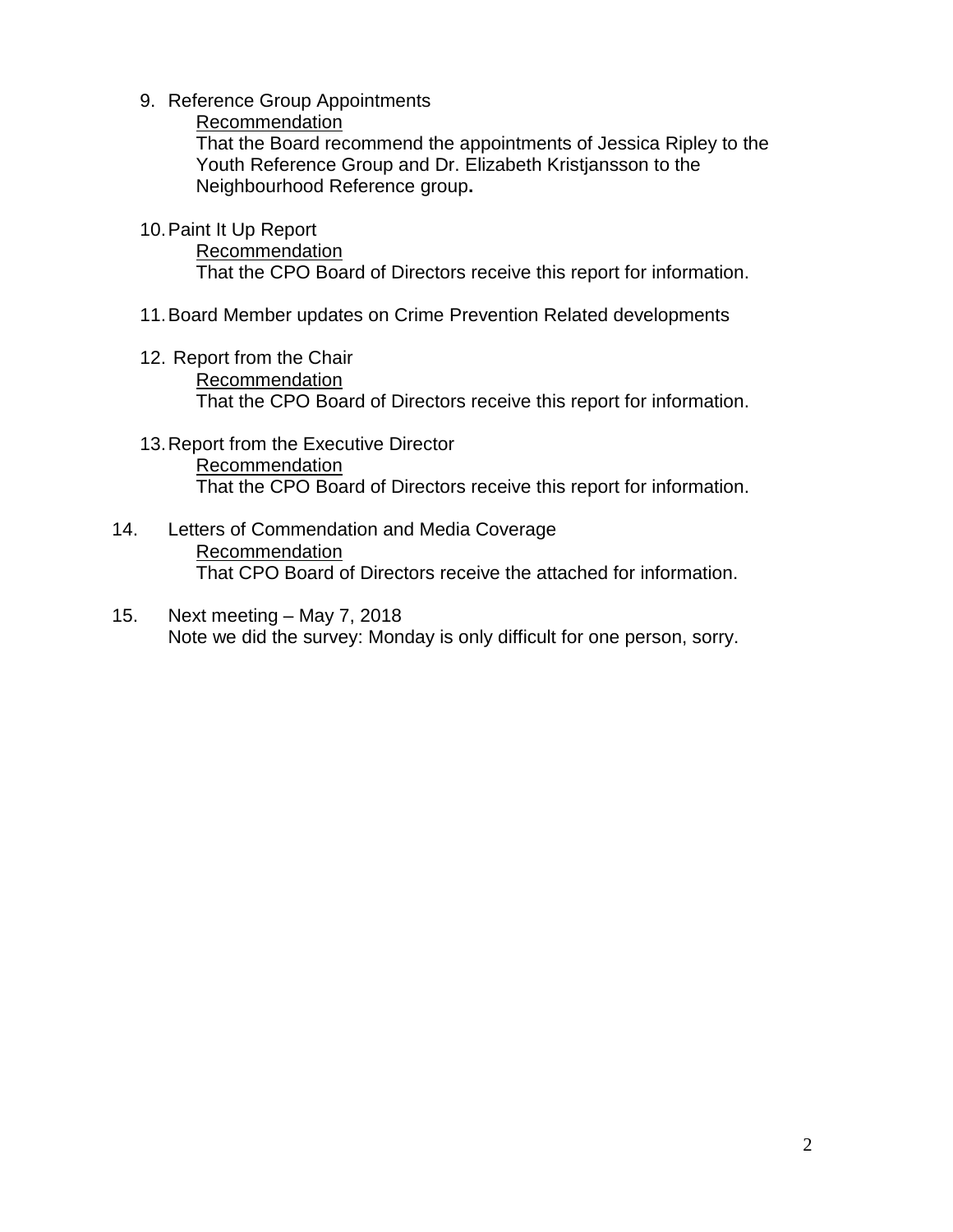9. Reference Group Appointments
   
   <u>Recommendation</u>
   
   That the Board recommend the appointments of Jessica Ripley to the Youth Reference Group and Dr. Elizabeth Kristjansson to the Neighbourhood Reference group**.**

10. Paint It Up Report
    
    <u>Recommendation</u>
    
    That the CPO Board of Directors receive this report for information.

11. Board Member updates on Crime Prevention Related developments

12. Report from the Chair
    
    <u>Recommendation</u>
    
    That the CPO Board of Directors receive this report for information.

13. Report from the Executive Director
    
    <u>Recommendation</u>
    
    That the CPO Board of Directors receive this report for information.

14. Letters of Commendation and Media Coverage
    
    <u>Recommendation</u>
    
    That CPO Board of Directors receive the attached for information.

15. Next meeting – May 7, 2018
    
    Note we did the survey: Monday is only difficult for one person, sorry.